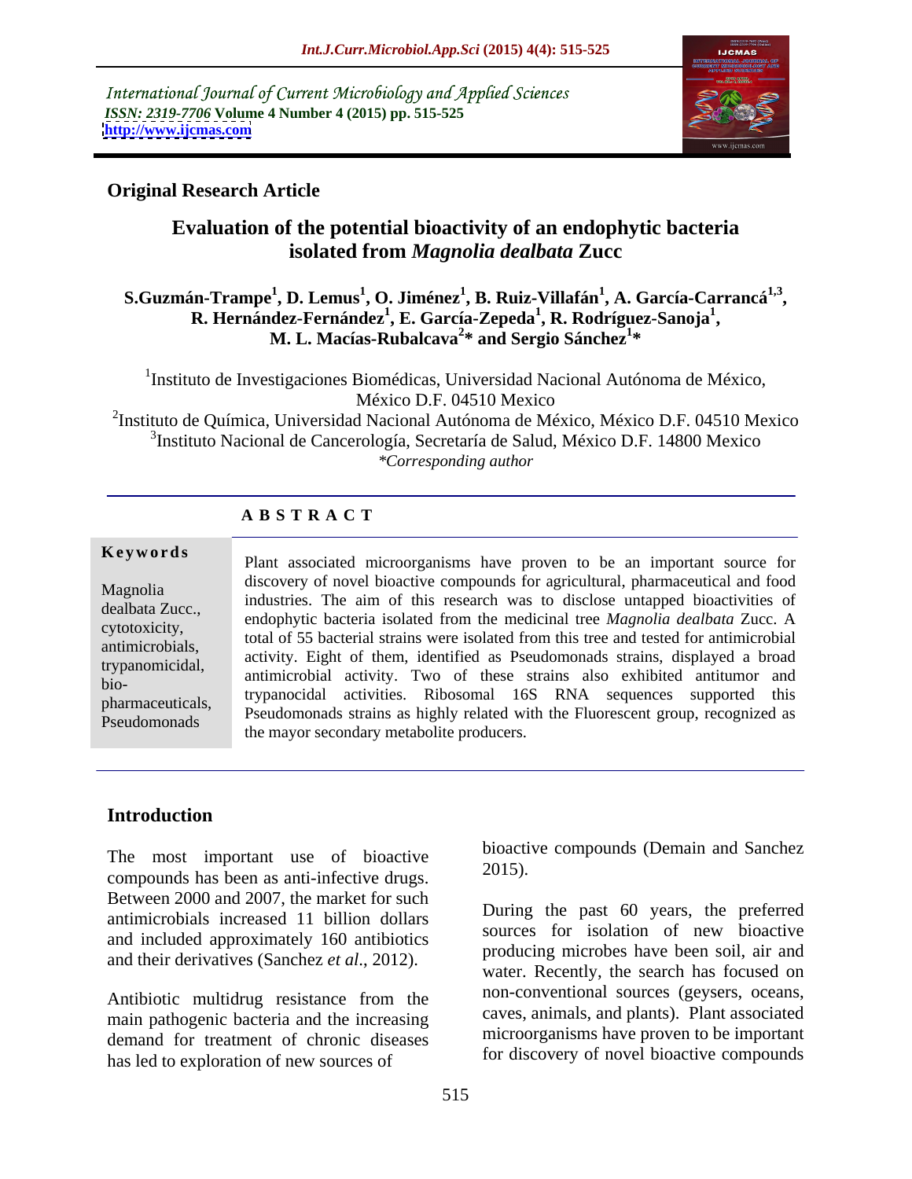International Journal of Current Microbiology and Applied Sciences
*ISSN: 2319-7706* **Volume 4 Number 4 (2015) pp. 515-525**
**http://www.ijcmas.com**

**Original Research Article**

# Evaluation of the potential bioactivity of an endophytic bacteria isolated from *Magnolia dealbata* Zucc

**S.Guzmán-Trampe[1], D. Lemus[1], O. Jiménez[1], B. Ruiz-Villafán[1], A. García-Carrancá[1,3], R. Hernández-Fernández[1], E. García-Zepeda[1], R. Rodríguez-Sanoja[1], M. L. Macías-Rubalcava[2]* and Sergio Sánchez[1]***

[1]Instituto de Investigaciones Biomédicas, Universidad Nacional Autónoma de México, México D.F. 04510 Mexico
[2]Instituto de Química, Universidad Nacional Autónoma de México, México D.F. 04510 Mexico
[3]Instituto Nacional de Cancerología, Secretaría de Salud, México D.F. 14800 Mexico
*\*Corresponding author*

## ABSTRACT

**Keywords**

Magnolia dealbata Zucc., cytotoxicity, antimicrobials, trypanomicidal, bio-pharmaceuticals, Pseudomonads

Plant associated microorganisms have proven to be an important source for discovery of novel bioactive compounds for agricultural, pharmaceutical and food industries. The aim of this research was to disclose untapped bioactivities of endophytic bacteria isolated from the medicinal tree *Magnolia dealbata* Zucc. A total of 55 bacterial strains were isolated from this tree and tested for antimicrobial activity. Eight of them, identified as Pseudomonads strains, displayed a broad antimicrobial activity. Two of these strains also exhibited antitumor and trypanocidal activities. Ribosomal 16S RNA sequences supported this Pseudomonads strains as highly related with the Fluorescent group, recognized as the mayor secondary metabolite producers.

## Introduction

The most important use of bioactive compounds has been as anti-infective drugs. Between 2000 and 2007, the market for such antimicrobials increased 11 billion dollars and included approximately 160 antibiotics and their derivatives (Sanchez *et al*., 2012).

Antibiotic multidrug resistance from the main pathogenic bacteria and the increasing demand for treatment of chronic diseases has led to exploration of new sources of bioactive compounds (Demain and Sanchez 2015).

During the past 60 years, the preferred sources for isolation of new bioactive producing microbes have been soil, air and water. Recently, the search has focused on non-conventional sources (geysers, oceans, caves, animals, and plants). Plant associated microorganisms have proven to be important for discovery of novel bioactive compounds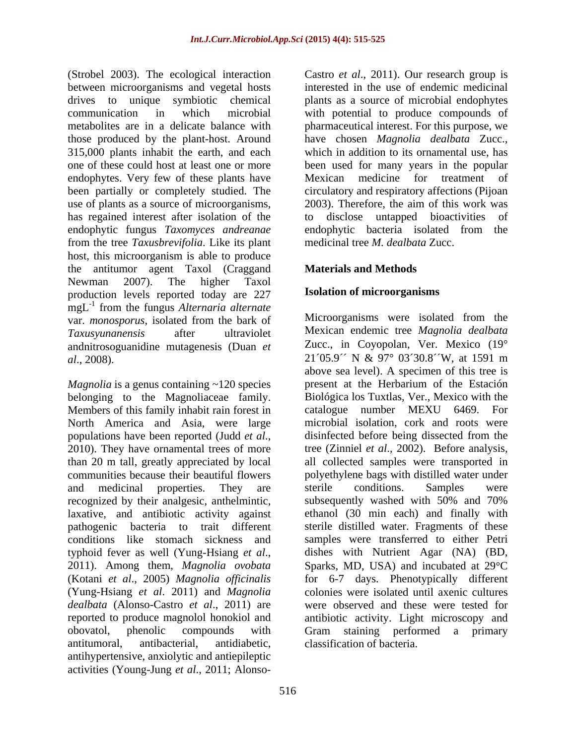(Strobel 2003). The ecological interaction between microorganisms and vegetal hosts drives to unique symbiotic chemical communication in which microbial metabolites are in a delicate balance with those produced by the plant-host. Around 315,000 plants inhabit the earth, and each one of these could host at least one or more endophytes. Very few of these plants have been partially or completely studied. The use of plants as a source of microorganisms, has regained interest after isolation of the endophytic fungus *Taxomyces andreanae* from the tree *Taxusbrevifolia*. Like its plant host, this microorganism is able to produce the antitumor agent Taxol (Craggand Newman 2007). The higher Taxol production levels reported today are 227 $mgL^{-1}$ from the fungus *Alternaria alternate* var. *monosporus*, isolated from the bark of *Taxusyunanensis* after ultraviolet andnitrosoguanidine mutagenesis (Duan *et al*., 2008).

*Magnolia* is a genus containing ~120 species belonging to the Magnoliaceae family. Members of this family inhabit rain forest in North America and Asia, were large populations have been reported (Judd *et al*., 2010). They have ornamental trees of more than 20 m tall, greatly appreciated by local communities because their beautiful flowers and medicinal properties. They are recognized by their analgesic, anthelmintic, laxative, and antibiotic activity against pathogenic bacteria to trait different conditions like stomach sickness and typhoid fever as well (Yung-Hsiang *et al*., 2011). Among them, *Magnolia ovobata* (Kotani *et al*., 2005) *Magnolia officinalis* (Yung-Hsiang *et al*. 2011) and *Magnolia dealbata* (Alonso-Castro *et al*., 2011) are reported to produce magnolol honokiol and obovatol, phenolic compounds with antitumoral, antibacterial, antidiabetic, antihypertensive, anxiolytic and antiepileptic activities (Young-Jung *et al*., 2011; Alonso-Castro *et al*., 2011). Our research group is interested in the use of endemic medicinal plants as a source of microbial endophytes with potential to produce compounds of pharmaceutical interest. For this purpose, we have chosen *Magnolia dealbata* Zucc., which in addition to its ornamental use, has been used for many years in the popular Mexican medicine for treatment of circulatory and respiratory affections (Pijoan 2003). Therefore, the aim of this work was to disclose untapped bioactivities of endophytic bacteria isolated from the medicinal tree *M. dealbata* Zucc.

## Materials and Methods

### Isolation of microorganisms

Microorganisms were isolated from the Mexican endemic tree *Magnolia dealbata* Zucc., in Coyopolan, Ver. Mexico (19° 21´05.9´´ N & 97° 03´30.8´´W, at 1591 m above sea level). A specimen of this tree is present at the Herbarium of the Estación Biológica los Tuxtlas, Ver., Mexico with the catalogue number MEXU 6469. For microbial isolation, cork and roots were disinfected before being dissected from the tree (Zinniel *et al*., 2002). Before analysis, all collected samples were transported in polyethylene bags with distilled water under sterile conditions. Samples were subsequently washed with 50% and 70% ethanol (30 min each) and finally with sterile distilled water. Fragments of these samples were transferred to either Petri dishes with Nutrient Agar (NA) (BD, Sparks, MD, USA) and incubated at 29°C for 6-7 days. Phenotypically different colonies were isolated until axenic cultures were observed and these were tested for antibiotic activity. Light microscopy and Gram staining performed a primary classification of bacteria.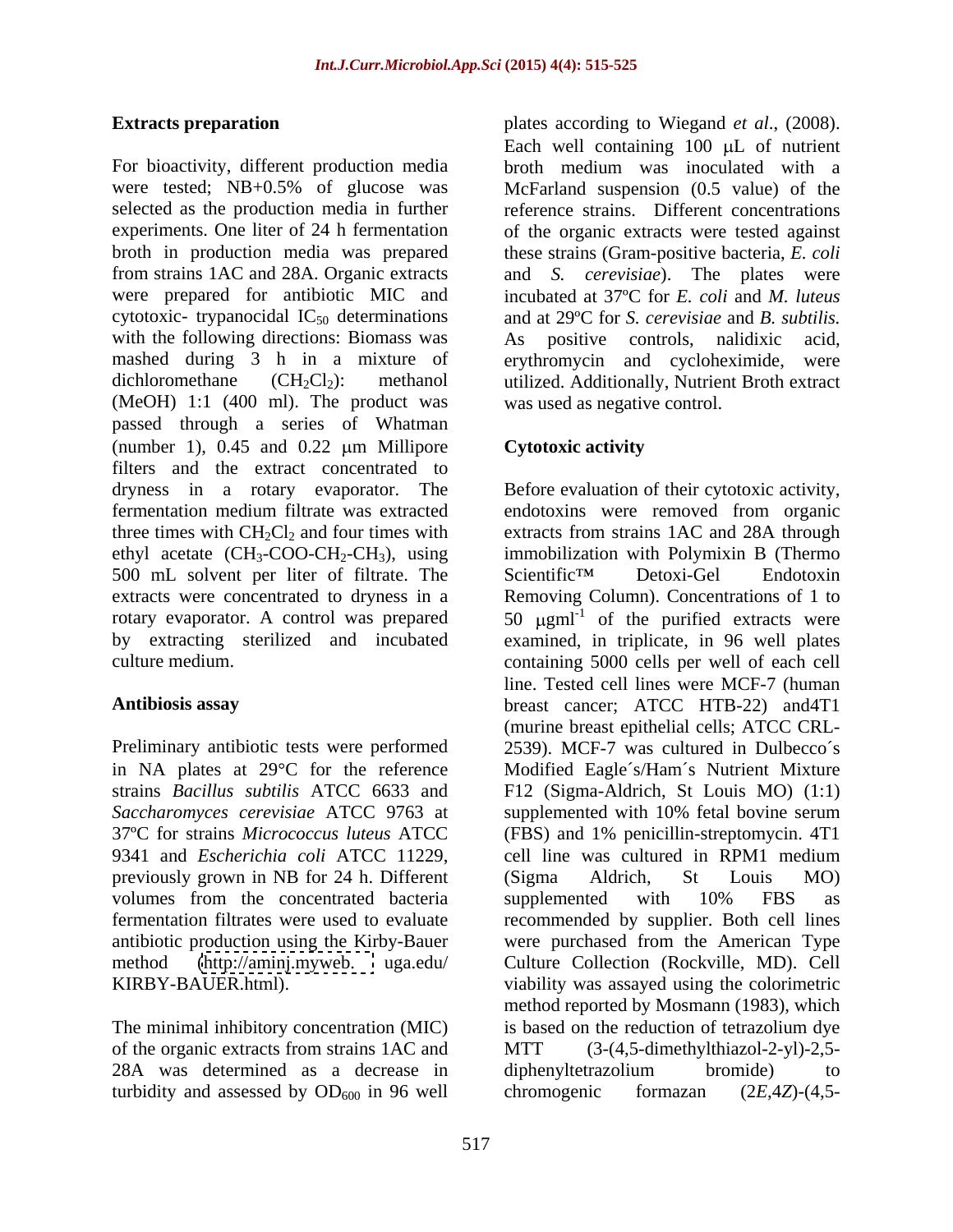## Extracts preparation

For bioactivity, different production media were tested; NB+0.5% of glucose was selected as the production media in further experiments. One liter of 24 h fermentation broth in production media was prepared from strains 1AC and 28A. Organic extracts were prepared for antibiotic MIC and cytotoxic- trypanocidal $IC_{50}$ determinations with the following directions: Biomass was mashed during 3 h in a mixture of dichloromethane ($CH_2Cl_2$): methanol (MeOH) 1:1 (400 ml). The product was passed through a series of Whatman (number 1), 0.45 and 0.22 μm Millipore filters and the extract concentrated to dryness in a rotary evaporator. The fermentation medium filtrate was extracted three times with $CH_2Cl_2$ and four times with ethyl acetate ($CH_3$-COO-$CH_2$-$CH_3$), using 500 mL solvent per liter of filtrate. The extracts were concentrated to dryness in a rotary evaporator. A control was prepared by extracting sterilized and incubated culture medium.

## Antibiosis assay

Preliminary antibiotic tests were performed in NA plates at 29°C for the reference strains *Bacillus subtilis* ATCC 6633 and *Saccharomyces cerevisiae* ATCC 9763 at 37ºC for strains *Micrococcus luteus* ATCC 9341 and *Escherichia coli* ATCC 11229, previously grown in NB for 24 h. Different volumes from the concentrated bacteria fermentation filtrates were used to evaluate antibiotic production using the Kirby-Bauer method (http://aminj.myweb. uga.edu/ KIRBY-BAUER.html).

The minimal inhibitory concentration (MIC) of the organic extracts from strains 1AC and 28A was determined as a decrease in turbidity and assessed by $OD_{600}$ in 96 well plates according to Wiegand *et al*., (2008). Each well containing 100 μL of nutrient broth medium was inoculated with a McFarland suspension (0.5 value) of the reference strains. Different concentrations of the organic extracts were tested against these strains (Gram-positive bacteria, *E. coli* and *S. cerevisiae*). The plates were incubated at 37ºC for *E. coli* and *M. luteus* and at 29ºC for *S. cerevisiae* and *B. subtilis.* As positive controls, nalidixic acid, erythromycin and cycloheximide, were utilized. Additionally, Nutrient Broth extract was used as negative control.

## Cytotoxic activity

Before evaluation of their cytotoxic activity, endotoxins were removed from organic extracts from strains 1AC and 28A through immobilization with Polymixin B (Thermo Scientific™ Detoxi-Gel Endotoxin Removing Column). Concentrations of 1 to 50 $\mu g ml^{-1}$ of the purified extracts were examined, in triplicate, in 96 well plates containing 5000 cells per well of each cell line. Tested cell lines were MCF-7 (human breast cancer; ATCC HTB-22) and4T1 (murine breast epithelial cells; ATCC CRL-2539). MCF-7 was cultured in Dulbecco´s Modified Eagle´s/Ham´s Nutrient Mixture F12 (Sigma-Aldrich, St Louis MO) (1:1) supplemented with 10% fetal bovine serum (FBS) and 1% penicillin-streptomycin. 4T1 cell line was cultured in RPM1 medium (Sigma Aldrich, St Louis MO) supplemented with 10% FBS as recommended by supplier. Both cell lines were purchased from the American Type Culture Collection (Rockville, MD). Cell viability was assayed using the colorimetric method reported by Mosmann (1983), which is based on the reduction of tetrazolium dye MTT (3-(4,5-dimethylthiazol-2-yl)-2,5-diphenyltetrazolium bromide) to chromogenic formazan (2*E*,4*Z*)-(4,5-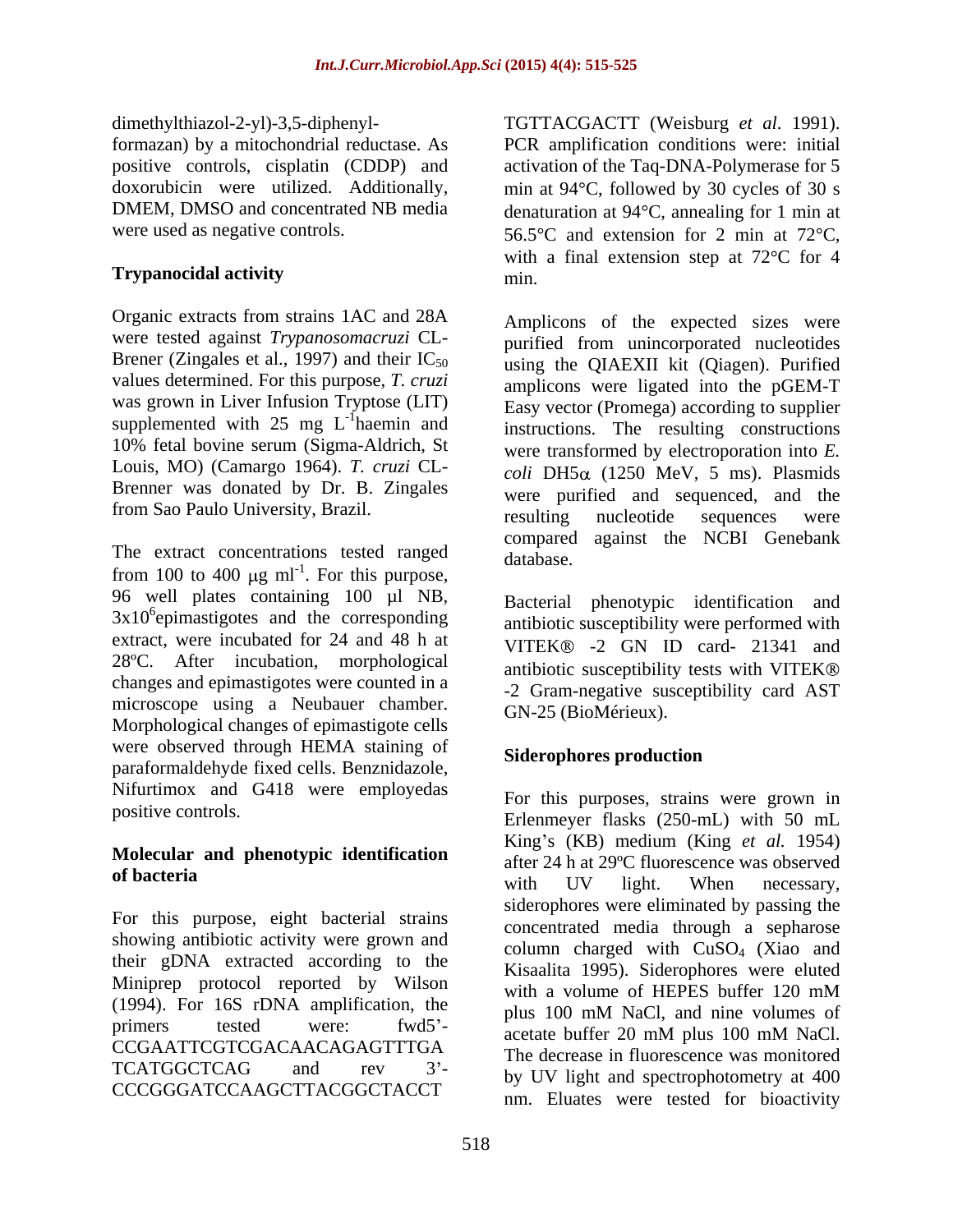dimethylthiazol-2-yl)-3,5-diphenyl-formazan) by a mitochondrial reductase. As positive controls, cisplatin (CDDP) and doxorubicin were utilized. Additionally, DMEM, DMSO and concentrated NB media were used as negative controls.

**Trypanocidal activity**

Organic extracts from strains 1AC and 28A were tested against *Trypanosomacruzi* CL-Brener (Zingales et al., 1997) and their $IC_{50}$ values determined. For this purpose, *T. cruzi* was grown in Liver Infusion Tryptose (LIT) supplemented with 25 mg $L^{-1}$haemin and 10% fetal bovine serum (Sigma-Aldrich, St Louis, MO) (Camargo 1964). *T. cruzi* CL-Brenner was donated by Dr. B. Zingales from Sao Paulo University, Brazil.

The extract concentrations tested ranged from 100 to 400 $\mu$g $ml^{-1}$. For this purpose, 96 well plates containing 100 µl NB, $3x10^6$epimastigotes and the corresponding extract, were incubated for 24 and 48 h at 28ºC. After incubation, morphological changes and epimastigotes were counted in a microscope using a Neubauer chamber. Morphological changes of epimastigote cells were observed through HEMA staining of paraformaldehyde fixed cells. Benznidazole, Nifurtimox and G418 were employedas positive controls.

**Molecular and phenotypic identification of bacteria**

For this purpose, eight bacterial strains showing antibiotic activity were grown and their gDNA extracted according to the Miniprep protocol reported by Wilson (1994). For 16S rDNA amplification, the primers tested were: fwd5'-CCGAATTCGTCGACAACAGAGTTTGATCATGGCTCAG and rev 3'-CCCGGGATCCAAGCTTACGGCTACCTTGTTACGACTT (Weisburg *et al.* 1991). PCR amplification conditions were: initial activation of the Taq-DNA-Polymerase for 5 min at 94°C, followed by 30 cycles of 30 s denaturation at 94°C, annealing for 1 min at 56.5°C and extension for 2 min at 72°C, with a final extension step at 72°C for 4 min.

Amplicons of the expected sizes were purified from unincorporated nucleotides using the QIAEXII kit (Qiagen). Purified amplicons were ligated into the pGEM-T Easy vector (Promega) according to supplier instructions. The resulting constructions were transformed by electroporation into *E. coli* DH5$\alpha$ (1250 MeV, 5 ms). Plasmids were purified and sequenced, and the resulting nucleotide sequences were compared against the NCBI Genebank database.

Bacterial phenotypic identification and antibiotic susceptibility were performed with VITEK® -2 GN ID card- 21341 and antibiotic susceptibility tests with VITEK® -2 Gram-negative susceptibility card AST GN-25 (BioMérieux).

**Siderophores production**

For this purposes, strains were grown in Erlenmeyer flasks (250-mL) with 50 mL King's (KB) medium (King *et al.* 1954) after 24 h at 29ºC fluorescence was observed with UV light. When necessary, siderophores were eliminated by passing the concentrated media through a sepharose column charged with $CuSO_4$ (Xiao and Kisaalita 1995). Siderophores were eluted with a volume of HEPES buffer 120 mM plus 100 mM NaCl, and nine volumes of acetate buffer 20 mM plus 100 mM NaCl. The decrease in fluorescence was monitored by UV light and spectrophotometry at 400 nm. Eluates were tested for bioactivity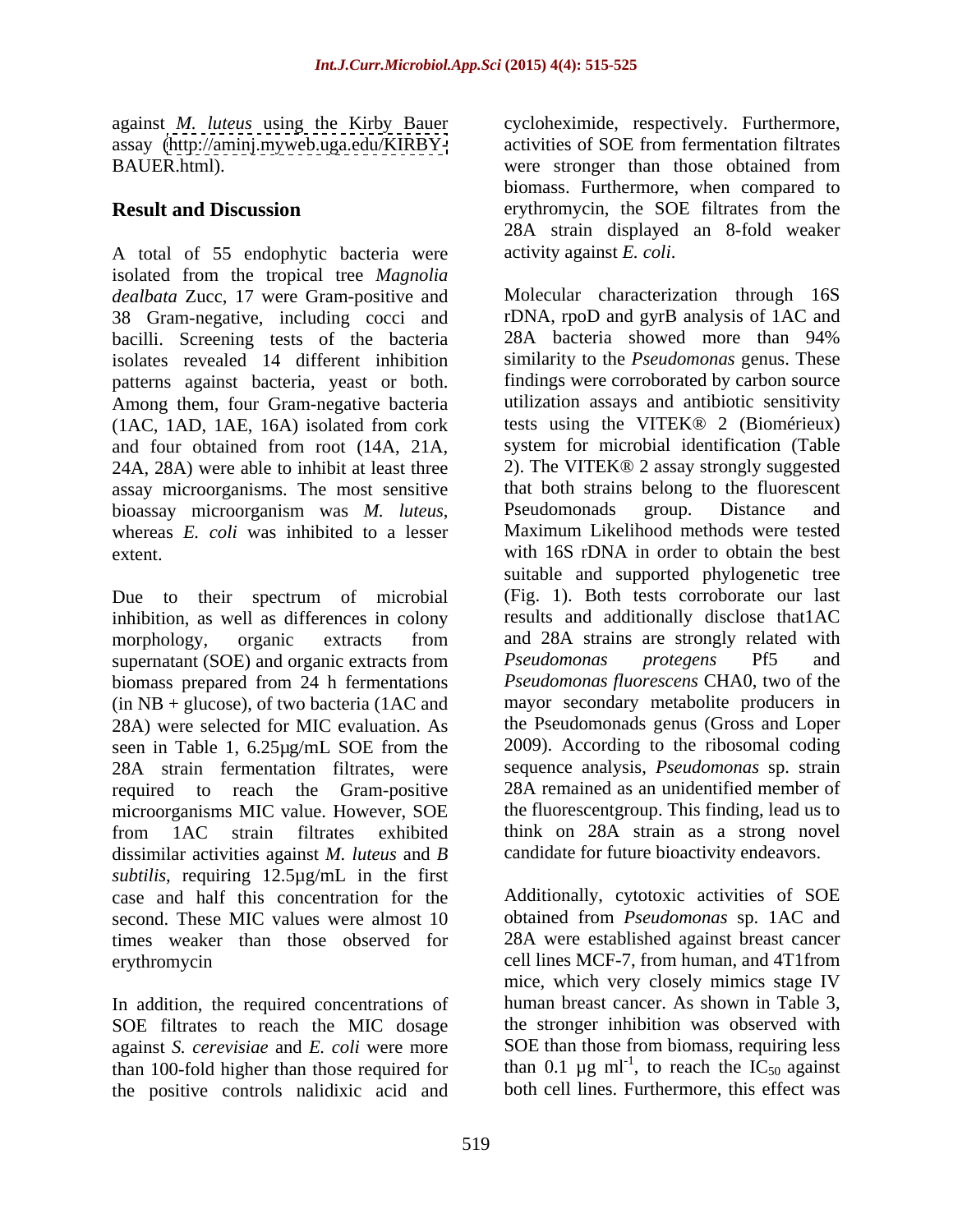against *M. luteus* using the Kirby Bauer assay (http://aminj.myweb.uga.edu/KIRBY-BAUER.html).

## Result and Discussion

A total of 55 endophytic bacteria were isolated from the tropical tree *Magnolia dealbata* Zucc, 17 were Gram-positive and 38 Gram-negative, including cocci and bacilli. Screening tests of the bacteria isolates revealed 14 different inhibition patterns against bacteria, yeast or both. Among them, four Gram-negative bacteria (1AC, 1AD, 1AE, 16A) isolated from cork and four obtained from root (14A, 21A, 24A, 28A) were able to inhibit at least three assay microorganisms. The most sensitive bioassay microorganism was *M. luteus*, whereas *E. coli* was inhibited to a lesser extent.

Due to their spectrum of microbial inhibition, as well as differences in colony morphology, organic extracts from supernatant (SOE) and organic extracts from biomass prepared from 24 h fermentations (in NB + glucose), of two bacteria (1AC and 28A) were selected for MIC evaluation. As seen in Table 1, 6.25µg/mL SOE from the 28A strain fermentation filtrates, were required to reach the Gram-positive microorganisms MIC value. However, SOE from 1AC strain filtrates exhibited dissimilar activities against *M. luteus* and *B subtilis*, requiring 12.5µg/mL in the first case and half this concentration for the second. These MIC values were almost 10 times weaker than those observed for erythromycin

In addition, the required concentrations of SOE filtrates to reach the MIC dosage against *S. cerevisiae* and *E. coli* were more than 100-fold higher than those required for the positive controls nalidixic acid and cycloheximide, respectively. Furthermore, activities of SOE from fermentation filtrates were stronger than those obtained from biomass. Furthermore, when compared to erythromycin, the SOE filtrates from the 28A strain displayed an 8-fold weaker activity against *E. coli*.

Molecular characterization through 16S rDNA, rpoD and gyrB analysis of 1AC and 28A bacteria showed more than 94% similarity to the *Pseudomonas* genus. These findings were corroborated by carbon source utilization assays and antibiotic sensitivity tests using the VITEK® 2 (Biomérieux) system for microbial identification (Table 2). The VITEK® 2 assay strongly suggested that both strains belong to the fluorescent Pseudomonads group. Distance and Maximum Likelihood methods were tested with 16S rDNA in order to obtain the best suitable and supported phylogenetic tree (Fig. 1). Both tests corroborate our last results and additionally disclose that1AC and 28A strains are strongly related with *Pseudomonas protegens* Pf5 and *Pseudomonas fluorescens* CHA0, two of the mayor secondary metabolite producers in the Pseudomonads genus (Gross and Loper 2009). According to the ribosomal coding sequence analysis, *Pseudomonas* sp. strain 28A remained as an unidentified member of the fluorescentgroup. This finding, lead us to think on 28A strain as a strong novel candidate for future bioactivity endeavors.

Additionally, cytotoxic activities of SOE obtained from *Pseudomonas* sp. 1AC and 28A were established against breast cancer cell lines MCF-7, from human, and 4T1from mice, which very closely mimics stage IV human breast cancer. As shown in Table 3, the stronger inhibition was observed with SOE than those from biomass, requiring less than 0.1 µg $ml^{-1}$, to reach the $IC_{50}$ against both cell lines. Furthermore, this effect was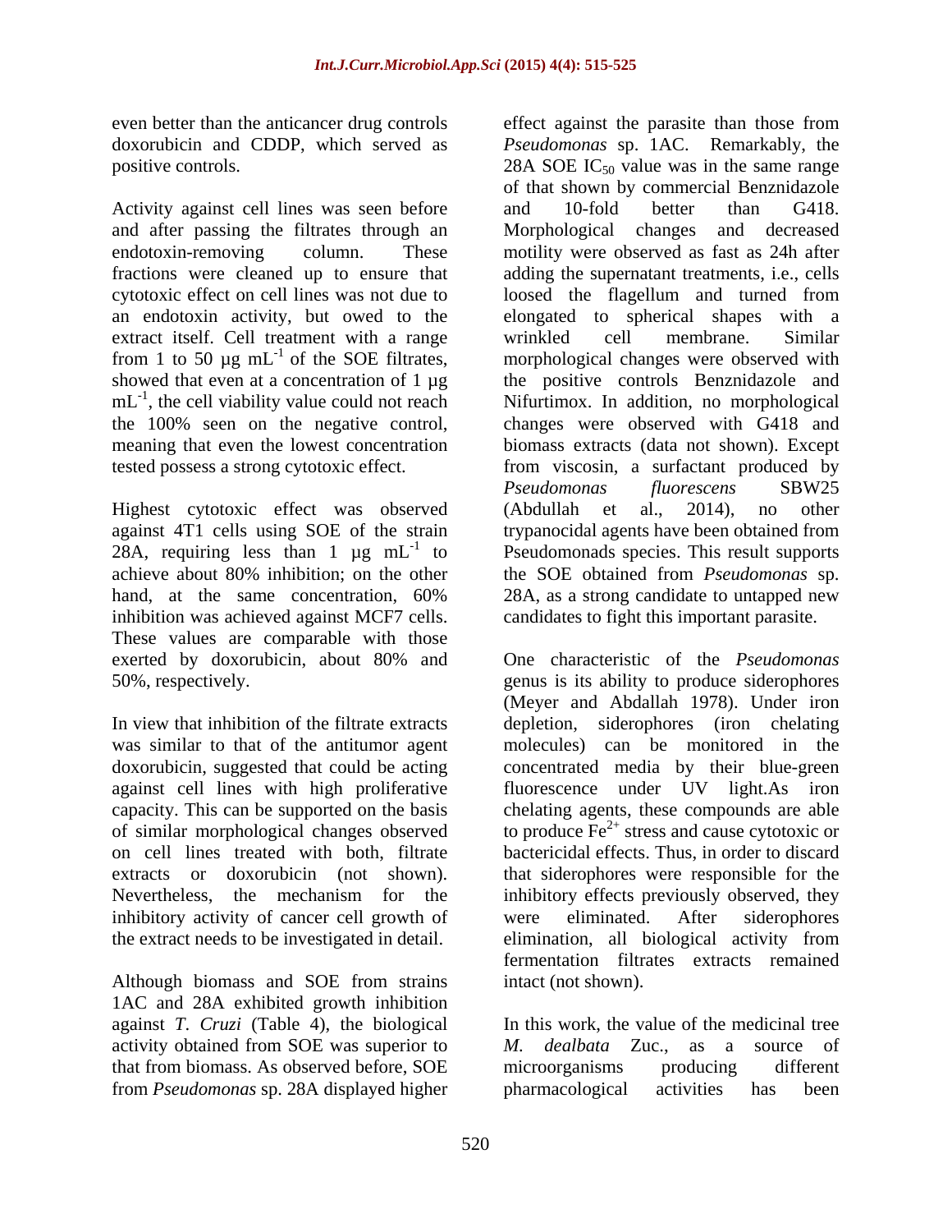even better than the anticancer drug controls doxorubicin and CDDP, which served as positive controls.

Activity against cell lines was seen before and after passing the filtrates through an endotoxin-removing column. These fractions were cleaned up to ensure that cytotoxic effect on cell lines was not due to an endotoxin activity, but owed to the extract itself. Cell treatment with a range from 1 to 50 µg $mL^{-1}$ of the SOE filtrates, showed that even at a concentration of 1 µg $mL^{-1}$, the cell viability value could not reach the 100% seen on the negative control, meaning that even the lowest concentration tested possess a strong cytotoxic effect.

Highest cytotoxic effect was observed against 4T1 cells using SOE of the strain 28A, requiring less than 1 µg $mL^{-1}$ to achieve about 80% inhibition; on the other hand, at the same concentration, 60% inhibition was achieved against MCF7 cells. These values are comparable with those exerted by doxorubicin, about 80% and 50%, respectively.

In view that inhibition of the filtrate extracts was similar to that of the antitumor agent doxorubicin, suggested that could be acting against cell lines with high proliferative capacity. This can be supported on the basis of similar morphological changes observed on cell lines treated with both, filtrate extracts or doxorubicin (not shown). Nevertheless, the mechanism for the inhibitory activity of cancer cell growth of the extract needs to be investigated in detail.

Although biomass and SOE from strains 1AC and 28A exhibited growth inhibition against *T. Cruzi* (Table 4), the biological activity obtained from SOE was superior to that from biomass. As observed before, SOE from *Pseudomonas* sp. 28A displayed higher effect against the parasite than those from *Pseudomonas* sp. 1AC. Remarkably, the 28A SOE $IC_{50}$ value was in the same range of that shown by commercial Benznidazole and 10-fold better than G418. Morphological changes and decreased motility were observed as fast as 24h after adding the supernatant treatments, i.e., cells loosed the flagellum and turned from elongated to spherical shapes with a wrinkled cell membrane. Similar morphological changes were observed with the positive controls Benznidazole and Nifurtimox. In addition, no morphological changes were observed with G418 and biomass extracts (data not shown). Except from viscosin, a surfactant produced by *Pseudomonas fluorescens* SBW25 (Abdullah et al., 2014), no other trypanocidal agents have been obtained from Pseudomonads species. This result supports the SOE obtained from *Pseudomonas* sp. 28A, as a strong candidate to untapped new candidates to fight this important parasite.

One characteristic of the *Pseudomonas* genus is its ability to produce siderophores (Meyer and Abdallah 1978). Under iron depletion, siderophores (iron chelating molecules) can be monitored in the concentrated media by their blue-green fluorescence under UV light.As iron chelating agents, these compounds are able to produce $Fe^{2+}$ stress and cause cytotoxic or bactericidal effects. Thus, in order to discard that siderophores were responsible for the inhibitory effects previously observed, they were eliminated. After siderophores elimination, all biological activity from fermentation filtrates extracts remained intact (not shown).

In this work, the value of the medicinal tree *M. dealbata* Zuc., as a source of microorganisms producing different pharmacological activities has been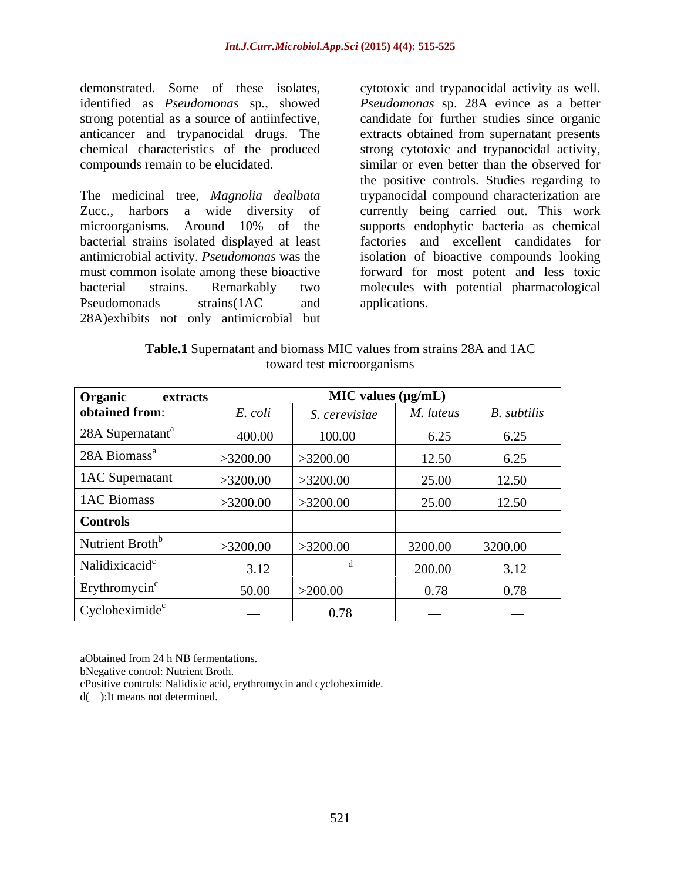demonstrated. Some of these isolates, identified as *Pseudomonas* sp., showed strong potential as a source of antiinfective, anticancer and trypanocidal drugs. The chemical characteristics of the produced compounds remain to be elucidated.

The medicinal tree, *Magnolia dealbata* Zucc., harbors a wide diversity of microorganisms. Around 10% of the bacterial strains isolated displayed at least antimicrobial activity. *Pseudomonas* was the must common isolate among these bioactive bacterial strains. Remarkably two Pseudomonads strains(1AC and 28A)exhibits not only antimicrobial but cytotoxic and trypanocidal activity as well. *Pseudomonas* sp. 28A evince as a better candidate for further studies since organic extracts obtained from supernatant presents strong cytotoxic and trypanocidal activity, similar or even better than the observed for the positive controls. Studies regarding to trypanocidal compound characterization are currently being carried out. This work supports endophytic bacteria as chemical factories and excellent candidates for isolation of bioactive compounds looking forward for most potent and less toxic molecules with potential pharmacological applications.

**Table.1** Supernatant and biomass MIC values from strains 28A and 1AC toward test microorganisms

| Organic extracts obtained from: | MIC values (µg/mL) | | | |
|---|---|---|---|---|
| | *E. coli* | *S. cerevisiae* | *M. luteus* | *B. subtilis* |
| 28A Supernatant[a] | 400.00 | 100.00 | 6.25 | 6.25 |
| 28A Biomass[a] | >3200.00 | >3200.00 | 12.50 | 6.25 |
| 1AC Supernatant | >3200.00 | >3200.00 | 25.00 | 12.50 |
| 1AC Biomass | >3200.00 | >3200.00 | 25.00 | 12.50 |
| **Controls** | | | | |
| Nutrient Broth[b] | >3200.00 | >3200.00 | 3200.00 | 3200.00 |
| Nalidixicacid[c] | 3.12 | —[d] | 200.00 | 3.12 |
| Erythromycin[c] | 50.00 | >200.00 | 0.78 | 0.78 |
| Cycloheximide[c] | — | 0.78 | — | — |

aObtained from 24 h NB fermentations.
bNegative control: Nutrient Broth.
cPositive controls: Nalidixic acid, erythromycin and cycloheximide.
d(—):It means not determined.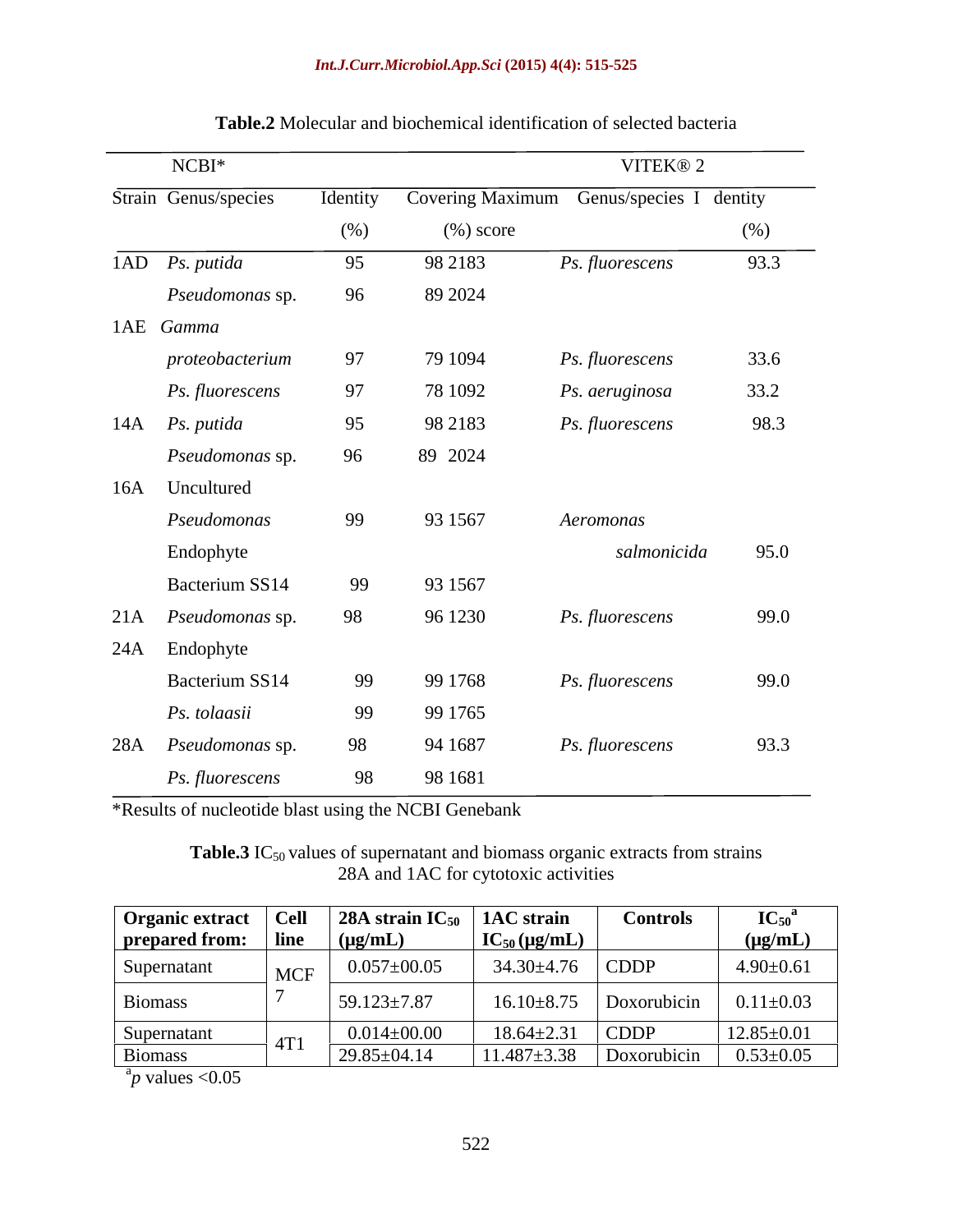**Table.2** Molecular and biochemical identification of selected bacteria

| Strain | NCBI* Genus/species | Identity (%) | Covering (%) | Maximum score | VITEK® 2 Genus/species | Identity (%) |
|---|---|---|---|---|---|---|
| 1AD | *Ps. putida* | 95 | 98 | 2183 | *Ps. fluorescens* | 93.3 |
| | *Pseudomonas* sp. | 96 | 89 | 2024 | | |
| 1AE | *Gamma proteobacterium* | 97 | 79 | 1094 | *Ps. fluorescens* | 33.6 |
| | *Ps. fluorescens* | 97 | 78 | 1092 | *Ps. aeruginosa* | 33.2 |
| 14A | *Ps. putida* | 95 | 98 | 2183 | *Ps. fluorescens* | 98.3 |
| | *Pseudomonas* sp. | 96 | 89 | 2024 | | |
| 16A | Uncultured *Pseudomonas* | 99 | 93 | 1567 | *Aeromonas salmonicida* | 95.0 |
| | Endophyte Bacterium SS14 | 99 | 93 | 1567 | | |
| 21A | *Pseudomonas* sp. | 98 | 96 | 1230 | *Ps. fluorescens* | 99.0 |
| 24A | Endophyte Bacterium SS14 | 99 | 99 | 1768 | *Ps. fluorescens* | 99.0 |
| | *Ps. tolaasii* | 99 | 99 | 1765 | | |
| 28A | *Pseudomonas* sp. | 98 | 94 | 1687 | *Ps. fluorescens* | 93.3 |
| | *Ps. fluorescens* | 98 | 98 | 1681 | | |

*Results of nucleotide blast using the NCBI Genebank

**Table.3** $IC_{50}$ values of supernatant and biomass organic extracts from strains 28A and 1AC for cytotoxic activities

| Organic extract prepared from: | Cell line | 28A strain $IC_{50}$ (μg/mL) | 1AC strain $IC_{50}$ (μg/mL) | Controls | $IC_{50}$[a] (μg/mL) |
|---|---|---|---|---|---|
| Supernatant | MCF 7 | 0.057±00.05 | 34.30±4.76 | CDDP | 4.90±0.61 |
| Biomass | | 59.123±7.87 | 16.10±8.75 | Doxorubicin | 0.11±0.03 |
| Supernatant | 4T1 | 0.014±00.00 | 18.64±2.31 | CDDP | 12.85±0.01 |
| Biomass | | 29.85±04.14 | 11.487±3.38 | Doxorubicin | 0.53±0.05 |

[a]$p$ values <0.05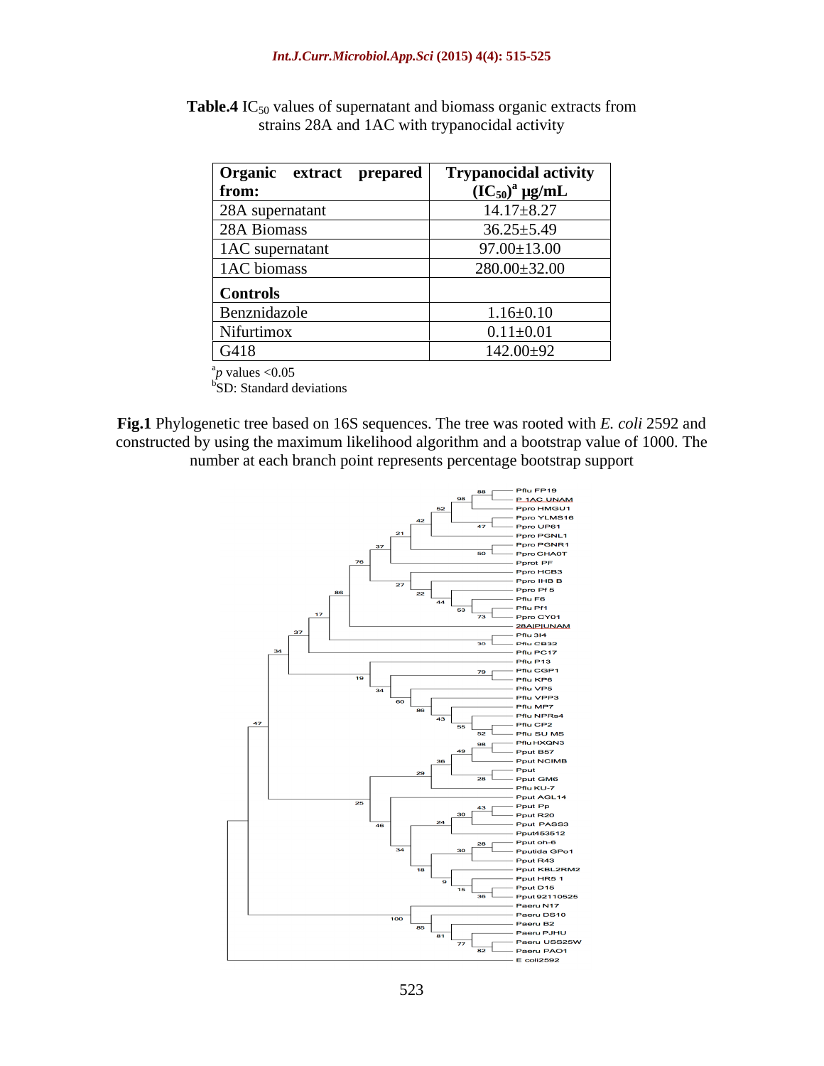**Table.4** $IC_{50}$ values of supernatant and biomass organic extracts from strains 28A and 1AC with trypanocidal activity

| Organic extract prepared from: | Trypanocidal activity $(IC_{50})^{a}$ µg/mL |
|---|---|
| 28A supernatant | 14.17±8.27 |
| 28A Biomass | 36.25±5.49 |
| 1AC supernatant | 97.00±13.00 |
| 1AC biomass | 280.00±32.00 |
| **Controls** | |
| Benznidazole | 1.16±0.10 |
| Nifurtimox | 0.11±0.01 |
| G418 | 142.00±92 |

[a]*p* values <0.05
[b]SD: Standard deviations

**Fig.1** Phylogenetic tree based on 16S sequences. The tree was rooted with *E. coli* 2592 and constructed by using the maximum likelihood algorithm and a bootstrap value of 1000. The number at each branch point represents percentage bootstrap support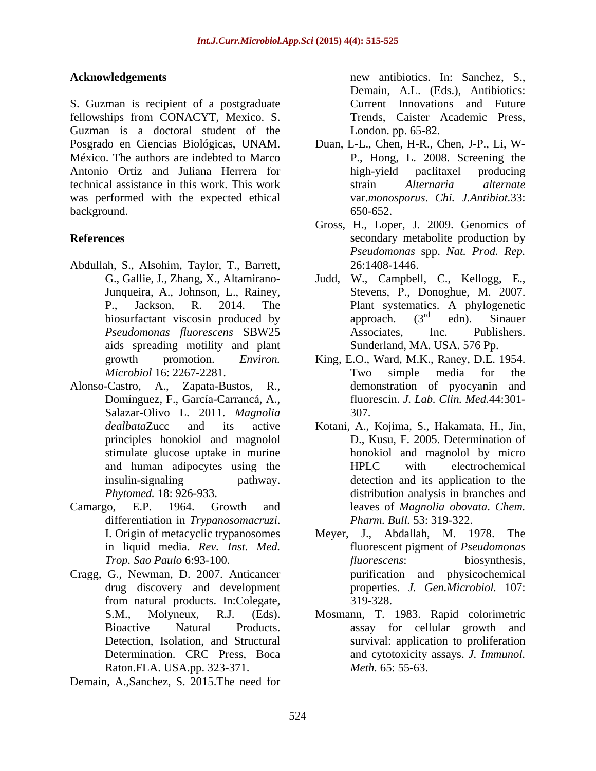## Acknowledgements

S. Guzman is recipient of a postgraduate fellowships from CONACYT, Mexico. S. Guzman is a doctoral student of the Posgrado en Ciencias Biológicas, UNAM. México. The authors are indebted to Marco Antonio Ortiz and Juliana Herrera for technical assistance in this work. This work was performed with the expected ethical background.

## References

Abdullah, S., Alsohim, Taylor, T., Barrett, G., Gallie, J., Zhang, X., Altamirano-Junqueira, A., Johnson, L., Rainey, P., Jackson, R. 2014. The biosurfactant viscosin produced by *Pseudomonas fluorescens* SBW25 aids spreading motility and plant growth promotion. *Environ. Microbiol* 16: 2267-2281.

Alonso-Castro, A., Zapata-Bustos, R., Domínguez, F., García-Carrancá, A., Salazar-Olivo L. 2011. *Magnolia dealbata*Zucc and its active principles honokiol and magnolol stimulate glucose uptake in murine and human adipocytes using the insulin-signaling pathway. *Phytomed.* 18: 926-933.

Camargo, E.P. 1964. Growth and differentiation in *Trypanosomacruzi*. I. Origin of metacyclic trypanosomes in liquid media. *Rev. Inst. Med. Trop. Sao Paulo* 6:93-100.

Cragg, G., Newman, D. 2007. Anticancer drug discovery and development from natural products. In:Colegate, S.M., Molyneux, R.J. (Eds). Bioactive Natural Products. Detection, Isolation, and Structural Determination. CRC Press, Boca Raton.FLA. USA.pp. 323-371.

Demain, A.,Sanchez, S. 2015.The need for new antibiotics. In: Sanchez, S., Demain, A.L. (Eds.), Antibiotics: Current Innovations and Future Trends, Caister Academic Press, London. pp. 65-82.

Duan, L-L., Chen, H-R., Chen, J-P., Li, W-P., Hong, L. 2008. Screening the high-yield paclitaxel producing strain *Alternaria alternate* var.*monosporus*. *Chi. J.Antibiot.*33: 650-652.

Gross, H., Loper, J. 2009. Genomics of secondary metabolite production by *Pseudomonas* spp. *Nat. Prod. Rep.* 26:1408-1446.

Judd, W., Campbell, C., Kellogg, E., Stevens, P., Donoghue, M. 2007. Plant systematics. A phylogenetic approach. (3rd edn). Sinauer Associates, Inc. Publishers. Sunderland, MA. USA. 576 Pp.

King, E.O., Ward, M.K., Raney, D.E. 1954. Two simple media for the demonstration of pyocyanin and fluorescin. *J. Lab. Clin. Med.*44:301-307.

Kotani, A., Kojima, S., Hakamata, H., Jin, D., Kusu, F. 2005. Determination of honokiol and magnolol by micro HPLC with electrochemical detection and its application to the distribution analysis in branches and leaves of *Magnolia obovata*. *Chem. Pharm. Bull.* 53: 319-322.

Meyer, J., Abdallah, M. 1978. The fluorescent pigment of *Pseudomonas fluorescens*: biosynthesis, purification and physicochemical properties. *J. Gen.Microbiol.* 107: 319-328.

Mosmann, T. 1983. Rapid colorimetric assay for cellular growth and survival: application to proliferation and cytotoxicity assays. *J. Immunol. Meth.* 65: 55-63.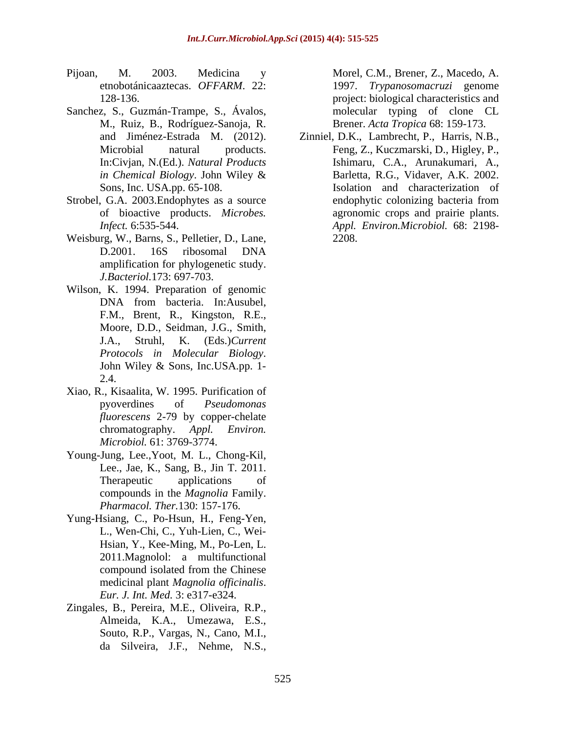Pijoan, M. 2003. Medicina y etnobotánicaaztecas. *OFFARM*. 22: 128-136.

Sanchez, S., Guzmán-Trampe, S., Ávalos, M., Ruiz, B., Rodríguez-Sanoja, R. and Jiménez-Estrada M. (2012). Microbial natural products. In:Civjan, N.(Ed.). *Natural Products in Chemical Biology*. John Wiley & Sons, Inc. USA.pp. 65-108.

Strobel, G.A. 2003.Endophytes as a source of bioactive products. *Microbes. Infect.* 6:535-544.

Weisburg, W., Barns, S., Pelletier, D., Lane, D.2001. 16S ribosomal DNA amplification for phylogenetic study. *J.Bacteriol.*173: 697-703.

Wilson, K. 1994. Preparation of genomic DNA from bacteria. In:Ausubel, F.M., Brent, R., Kingston, R.E., Moore, D.D., Seidman, J.G., Smith, J.A., Struhl, K. (Eds.)*Current Protocols in Molecular Biology*. John Wiley & Sons, Inc.USA.pp. 1-2.4.

Xiao, R., Kisaalita, W. 1995. Purification of pyoverdines of *Pseudomonas fluorescens* 2-79 by copper-chelate chromatography. *Appl. Environ. Microbiol.* 61: 3769-3774.

Young-Jung, Lee.,Yoot, M. L., Chong-Kil, Lee., Jae, K., Sang, B., Jin T. 2011. Therapeutic applications of compounds in the *Magnolia* Family. *Pharmacol. Ther.*130: 157-176.

Yung-Hsiang, C., Po-Hsun, H., Feng-Yen, L., Wen-Chi, C., Yuh-Lien, C., Wei-Hsian, Y., Kee-Ming, M., Po-Len, L. 2011.Magnolol: a multifunctional compound isolated from the Chinese medicinal plant *Magnolia officinalis*. *Eur. J. Int. Med.* 3: e317-e324.

Zingales, B., Pereira, M.E., Oliveira, R.P., Almeida, K.A., Umezawa, E.S., Souto, R.P., Vargas, N., Cano, M.I., da Silveira, J.F., Nehme, N.S., Morel, C.M., Brener, Z., Macedo, A. 1997. *Trypanosomacruzi* genome project: biological characteristics and molecular typing of clone CL Brener. *Acta Tropica* 68: 159-173.

Zinniel, D.K., Lambrecht, P., Harris, N.B., Feng, Z., Kuczmarski, D., Higley, P., Ishimaru, C.A., Arunakumari, A., Barletta, R.G., Vidaver, A.K. 2002. Isolation and characterization of endophytic colonizing bacteria from agronomic crops and prairie plants. *Appl. Environ.Microbiol.* 68: 2198-2208.